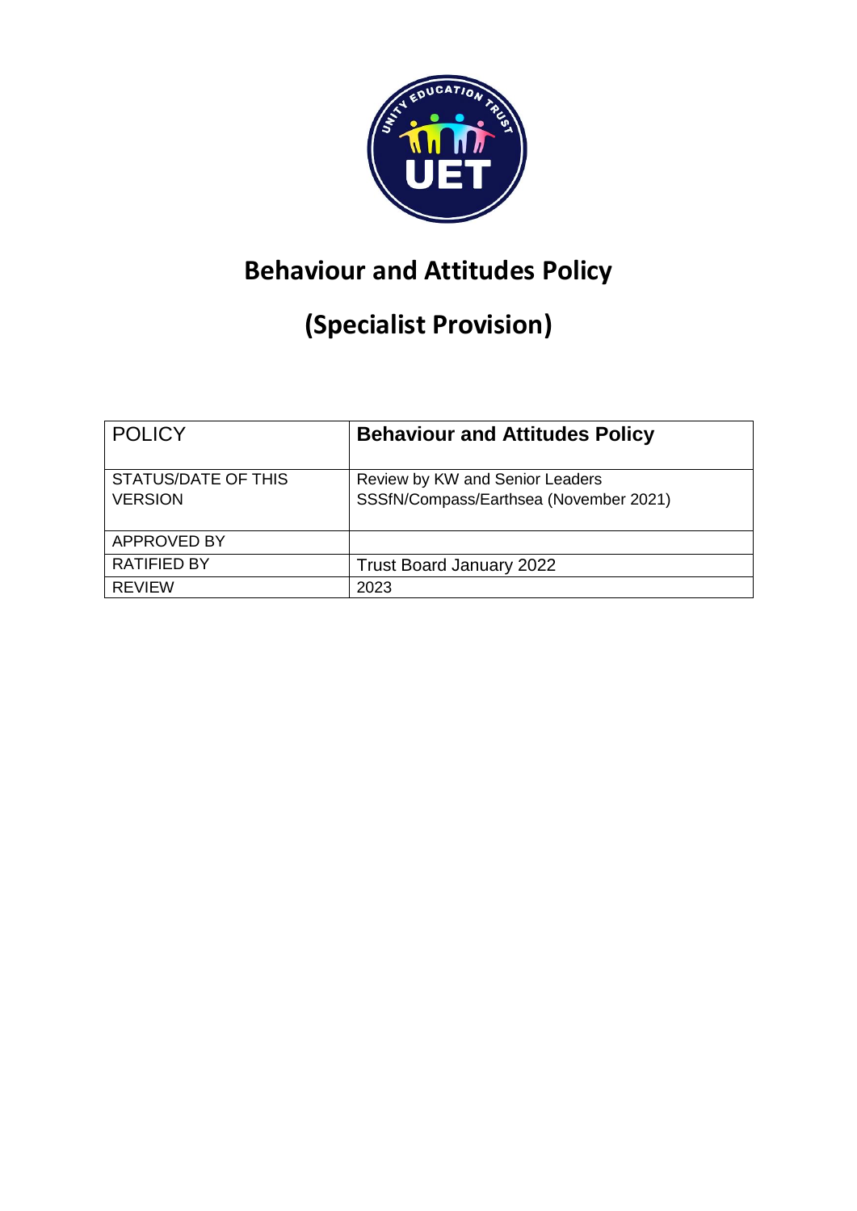# Behaviour and Attitudes Policy

# (Specialist Provision)

| | |
|---|---|
| POLICY | **Behaviour and Attitudes Policy** |
| STATUS/DATE OF THIS VERSION | Review by KW and Senior Leaders SSSfN/Compass/Earthsea (November 2021) |
| APPROVED BY | |
| RATIFIED BY | Trust Board January 2022 |
| REVIEW | 2023 |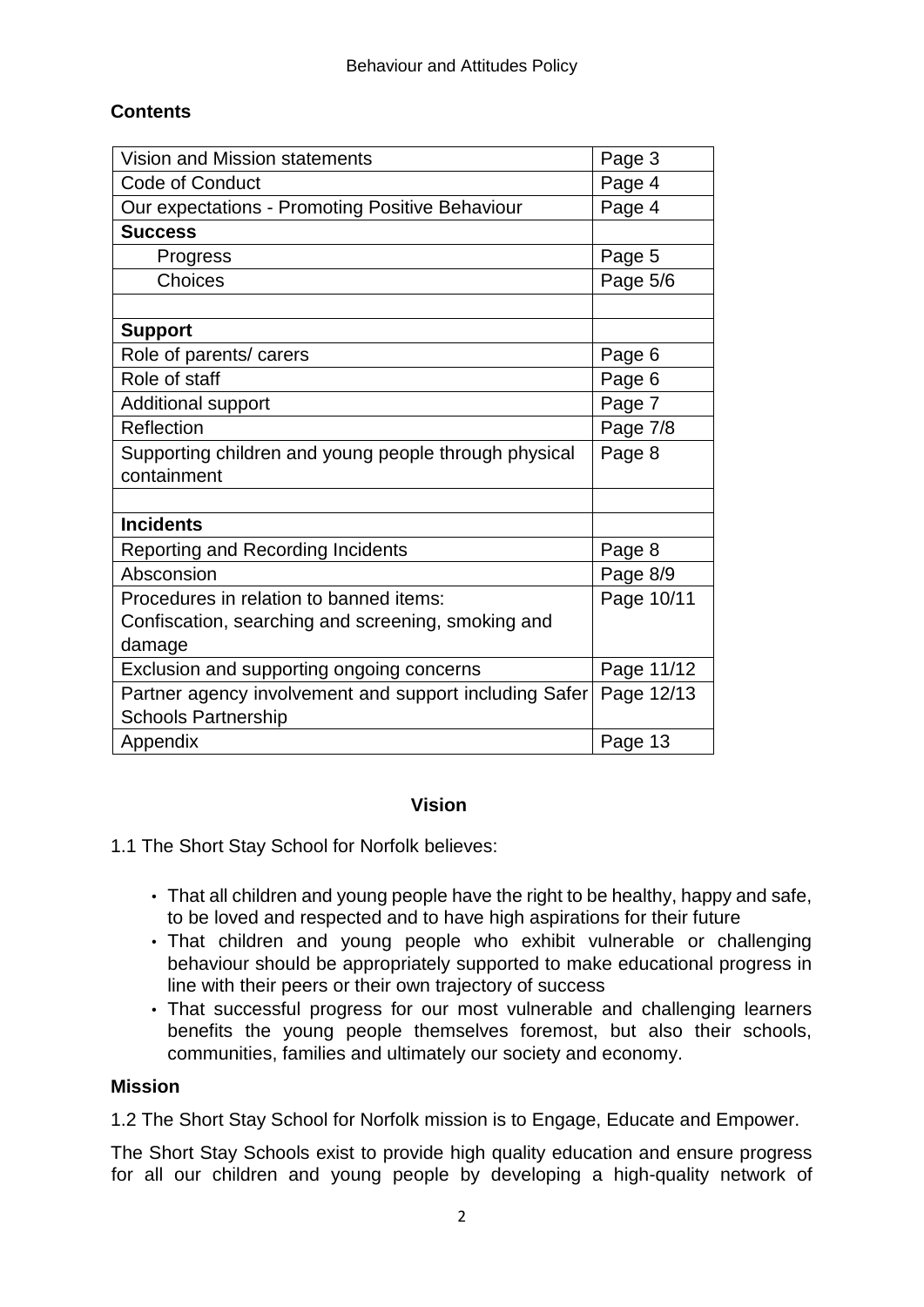## Contents

| | |
|---|---|
| Vision and Mission statements | Page 3 |
| Code of Conduct | Page 4 |
| Our expectations - Promoting Positive Behaviour | Page 4 |
| **Success** | |
| Progress | Page 5 |
| Choices | Page 5/6 |
| | |
| **Support** | |
| Role of parents/ carers | Page 6 |
| Role of staff | Page 6 |
| Additional support | Page 7 |
| Reflection | Page 7/8 |
| Supporting children and young people through physical containment | Page 8 |
| | |
| **Incidents** | |
| Reporting and Recording Incidents | Page 8 |
| Absconsion | Page 8/9 |
| Procedures in relation to banned items: Confiscation, searching and screening, smoking and damage | Page 10/11 |
| Exclusion and supporting ongoing concerns | Page 11/12 |
| Partner agency involvement and support including Safer Schools Partnership | Page 12/13 |
| Appendix | Page 13 |

## Vision

1.1 The Short Stay School for Norfolk believes:

- That all children and young people have the right to be healthy, happy and safe, to be loved and respected and to have high aspirations for their future
- That children and young people who exhibit vulnerable or challenging behaviour should be appropriately supported to make educational progress in line with their peers or their own trajectory of success
- That successful progress for our most vulnerable and challenging learners benefits the young people themselves foremost, but also their schools, communities, families and ultimately our society and economy.

## Mission

1.2 The Short Stay School for Norfolk mission is to Engage, Educate and Empower.

The Short Stay Schools exist to provide high quality education and ensure progress for all our children and young people by developing a high-quality network of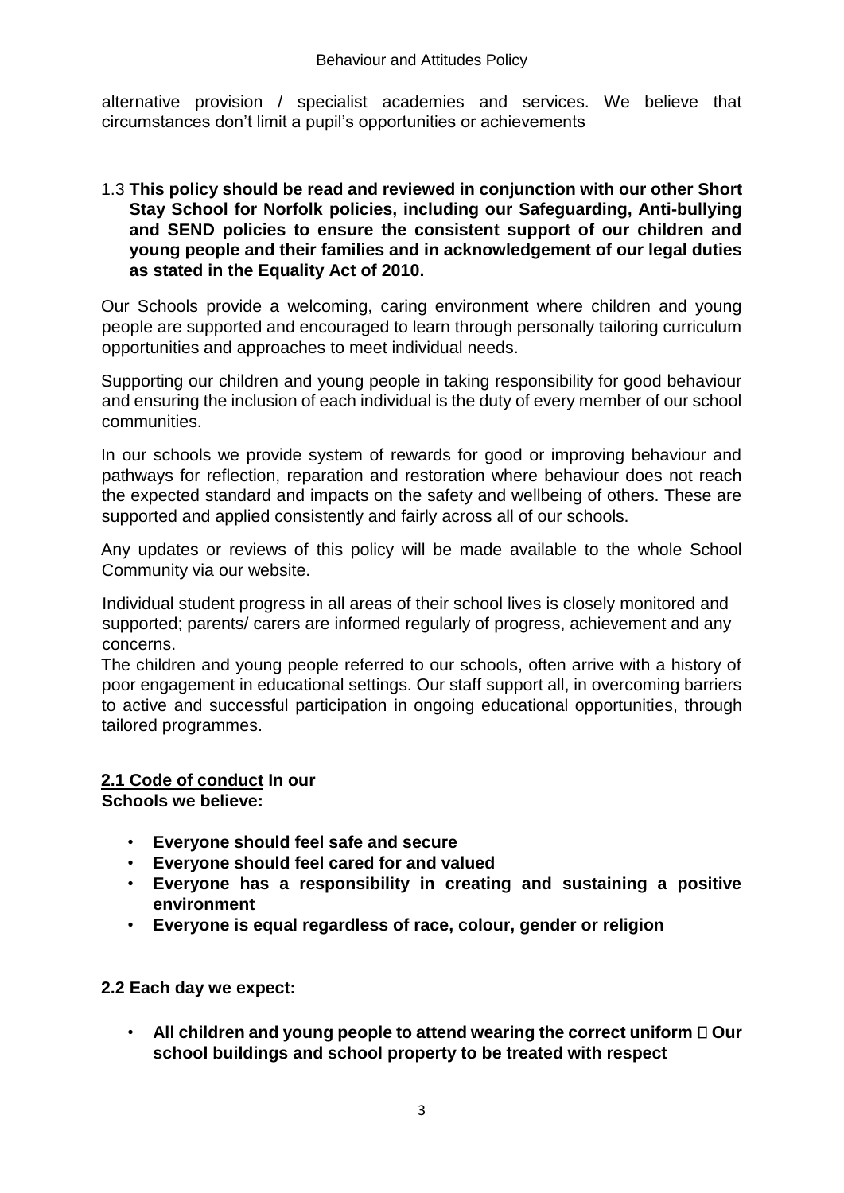alternative provision / specialist academies and services. We believe that circumstances don't limit a pupil's opportunities or achievements

1.3 **This policy should be read and reviewed in conjunction with our other Short Stay School for Norfolk policies, including our Safeguarding, Anti-bullying and SEND policies to ensure the consistent support of our children and young people and their families and in acknowledgement of our legal duties as stated in the Equality Act of 2010.**

Our Schools provide a welcoming, caring environment where children and young people are supported and encouraged to learn through personally tailoring curriculum opportunities and approaches to meet individual needs.

Supporting our children and young people in taking responsibility for good behaviour and ensuring the inclusion of each individual is the duty of every member of our school communities.

In our schools we provide system of rewards for good or improving behaviour and pathways for reflection, reparation and restoration where behaviour does not reach the expected standard and impacts on the safety and wellbeing of others. These are supported and applied consistently and fairly across all of our schools.

Any updates or reviews of this policy will be made available to the whole School Community via our website.

Individual student progress in all areas of their school lives is closely monitored and supported; parents/ carers are informed regularly of progress, achievement and any concerns.

The children and young people referred to our schools, often arrive with a history of poor engagement in educational settings. Our staff support all, in overcoming barriers to active and successful participation in ongoing educational opportunities, through tailored programmes.

**2.1 Code of conduct In our Schools we believe:**

- **Everyone should feel safe and secure**
- **Everyone should feel cared for and valued**
- **Everyone has a responsibility in creating and sustaining a positive environment**
- **Everyone is equal regardless of race, colour, gender or religion**

**2.2 Each day we expect:**

- **All children and young people to attend wearing the correct uniform**
- **Our school buildings and school property to be treated with respect**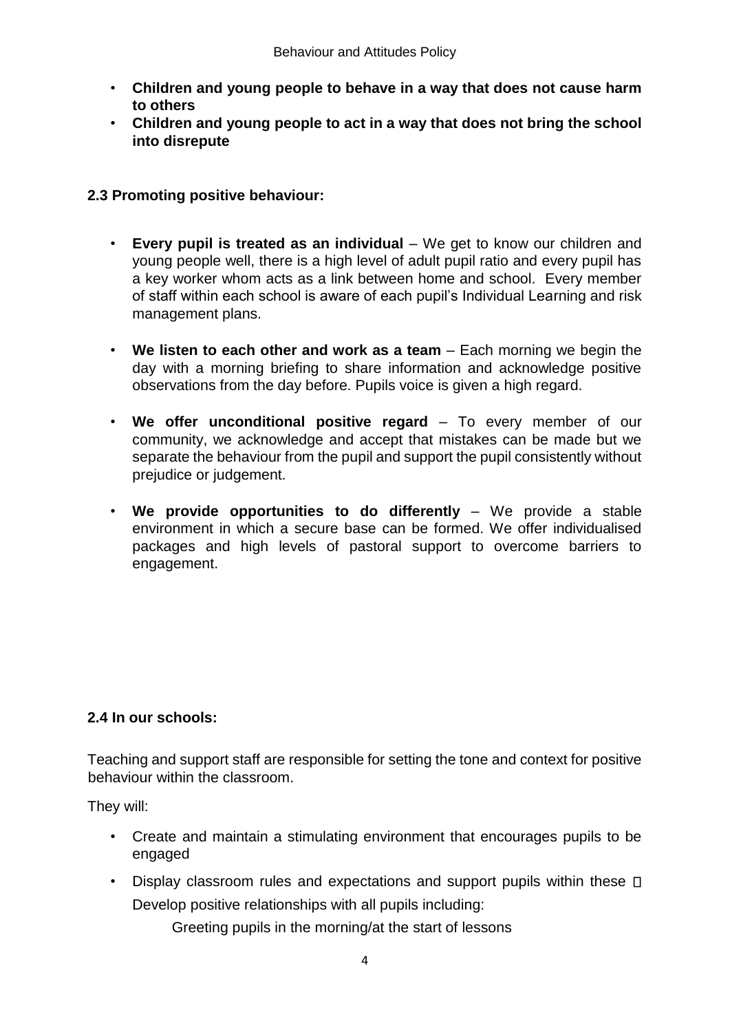- **Children and young people to behave in a way that does not cause harm to others**
- **Children and young people to act in a way that does not bring the school into disrepute**

### 2.3 Promoting positive behaviour:

- **Every pupil is treated as an individual** – We get to know our children and young people well, there is a high level of adult pupil ratio and every pupil has a key worker whom acts as a link between home and school. Every member of staff within each school is aware of each pupil's Individual Learning and risk management plans.
- **We listen to each other and work as a team** – Each morning we begin the day with a morning briefing to share information and acknowledge positive observations from the day before. Pupils voice is given a high regard.
- **We offer unconditional positive regard** – To every member of our community, we acknowledge and accept that mistakes can be made but we separate the behaviour from the pupil and support the pupil consistently without prejudice or judgement.
- **We provide opportunities to do differently** – We provide a stable environment in which a secure base can be formed. We offer individualised packages and high levels of pastoral support to overcome barriers to engagement.

### 2.4 In our schools:

Teaching and support staff are responsible for setting the tone and context for positive behaviour within the classroom.

They will:

- Create and maintain a stimulating environment that encourages pupils to be engaged
- Display classroom rules and expectations and support pupils within these
- Develop positive relationships with all pupils including:
  - Greeting pupils in the morning/at the start of lessons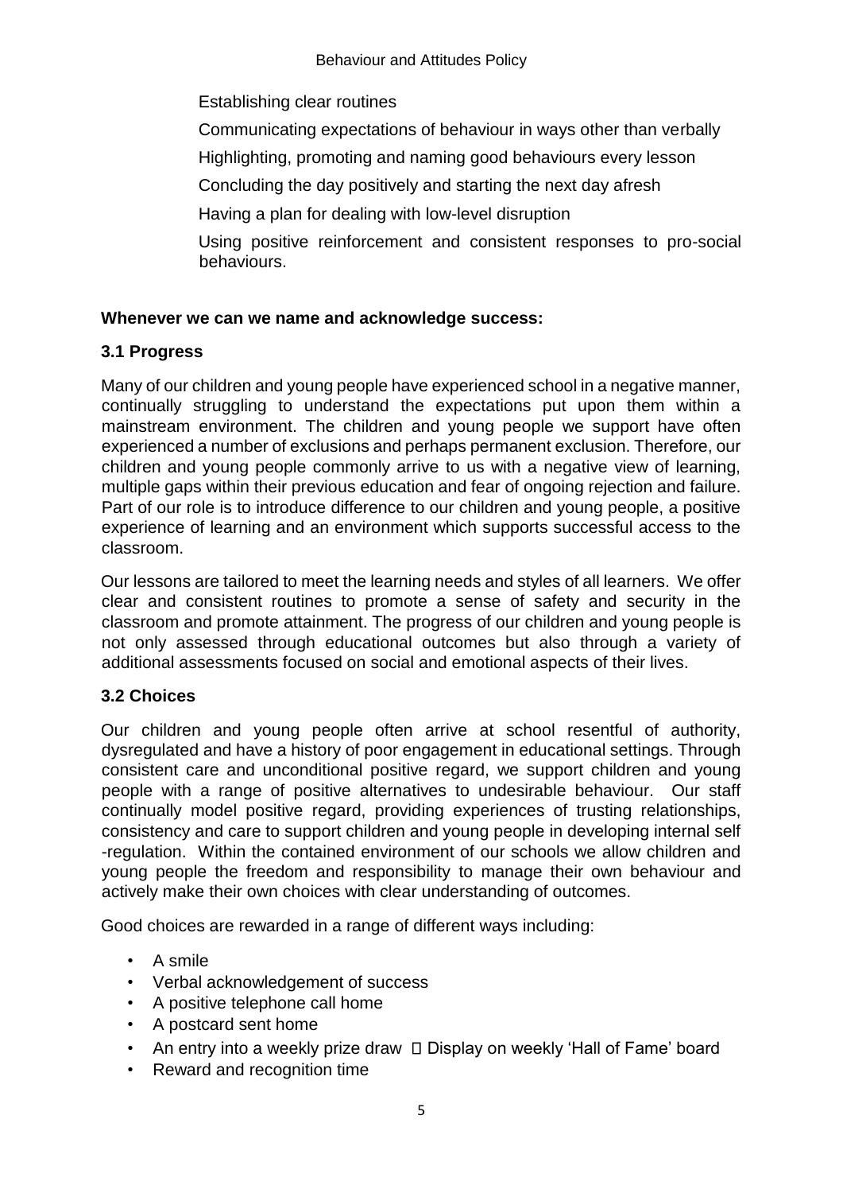Establishing clear routines

Communicating expectations of behaviour in ways other than verbally

Highlighting, promoting and naming good behaviours every lesson

Concluding the day positively and starting the next day afresh

Having a plan for dealing with low-level disruption

Using positive reinforcement and consistent responses to pro-social behaviours.

**Whenever we can we name and acknowledge success:**

### 3.1 Progress

Many of our children and young people have experienced school in a negative manner, continually struggling to understand the expectations put upon them within a mainstream environment. The children and young people we support have often experienced a number of exclusions and perhaps permanent exclusion. Therefore, our children and young people commonly arrive to us with a negative view of learning, multiple gaps within their previous education and fear of ongoing rejection and failure. Part of our role is to introduce difference to our children and young people, a positive experience of learning and an environment which supports successful access to the classroom.

Our lessons are tailored to meet the learning needs and styles of all learners. We offer clear and consistent routines to promote a sense of safety and security in the classroom and promote attainment. The progress of our children and young people is not only assessed through educational outcomes but also through a variety of additional assessments focused on social and emotional aspects of their lives.

### 3.2 Choices

Our children and young people often arrive at school resentful of authority, dysregulated and have a history of poor engagement in educational settings. Through consistent care and unconditional positive regard, we support children and young people with a range of positive alternatives to undesirable behaviour. Our staff continually model positive regard, providing experiences of trusting relationships, consistency and care to support children and young people in developing internal self -regulation. Within the contained environment of our schools we allow children and young people the freedom and responsibility to manage their own behaviour and actively make their own choices with clear understanding of outcomes.

Good choices are rewarded in a range of different ways including:

- A smile
- Verbal acknowledgement of success
- A positive telephone call home
- A postcard sent home
- An entry into a weekly prize draw
- Display on weekly 'Hall of Fame' board
- Reward and recognition time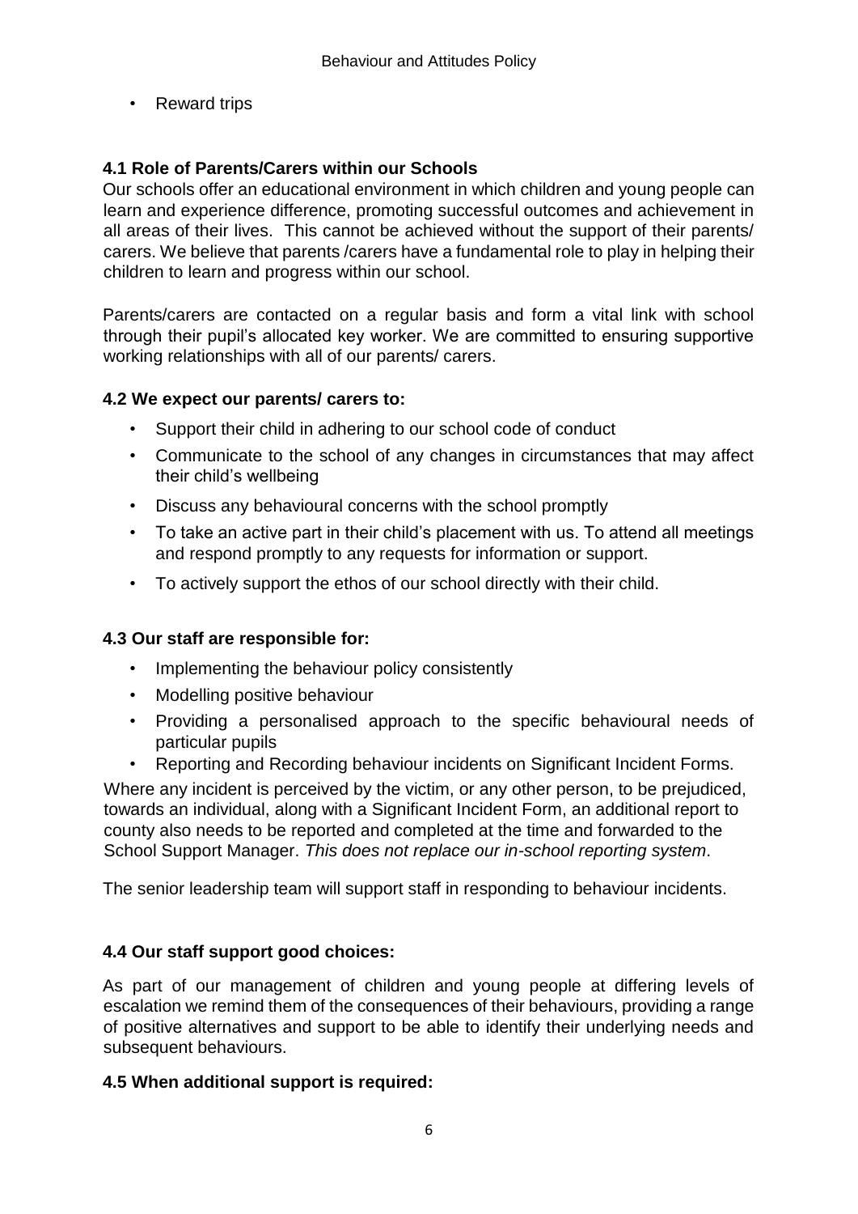- Reward trips

**4.1 Role of Parents/Carers within our Schools**

Our schools offer an educational environment in which children and young people can learn and experience difference, promoting successful outcomes and achievement in all areas of their lives. This cannot be achieved without the support of their parents/ carers. We believe that parents /carers have a fundamental role to play in helping their children to learn and progress within our school.

Parents/carers are contacted on a regular basis and form a vital link with school through their pupil's allocated key worker. We are committed to ensuring supportive working relationships with all of our parents/ carers.

**4.2 We expect our parents/ carers to:**

- Support their child in adhering to our school code of conduct
- Communicate to the school of any changes in circumstances that may affect their child's wellbeing
- Discuss any behavioural concerns with the school promptly
- To take an active part in their child's placement with us. To attend all meetings and respond promptly to any requests for information or support.
- To actively support the ethos of our school directly with their child.

**4.3 Our staff are responsible for:**

- Implementing the behaviour policy consistently
- Modelling positive behaviour
- Providing a personalised approach to the specific behavioural needs of particular pupils
- Reporting and Recording behaviour incidents on Significant Incident Forms.

Where any incident is perceived by the victim, or any other person, to be prejudiced, towards an individual, along with a Significant Incident Form, an additional report to county also needs to be reported and completed at the time and forwarded to the School Support Manager. *This does not replace our in-school reporting system*.

The senior leadership team will support staff in responding to behaviour incidents.

**4.4 Our staff support good choices:**

As part of our management of children and young people at differing levels of escalation we remind them of the consequences of their behaviours, providing a range of positive alternatives and support to be able to identify their underlying needs and subsequent behaviours.

**4.5 When additional support is required:**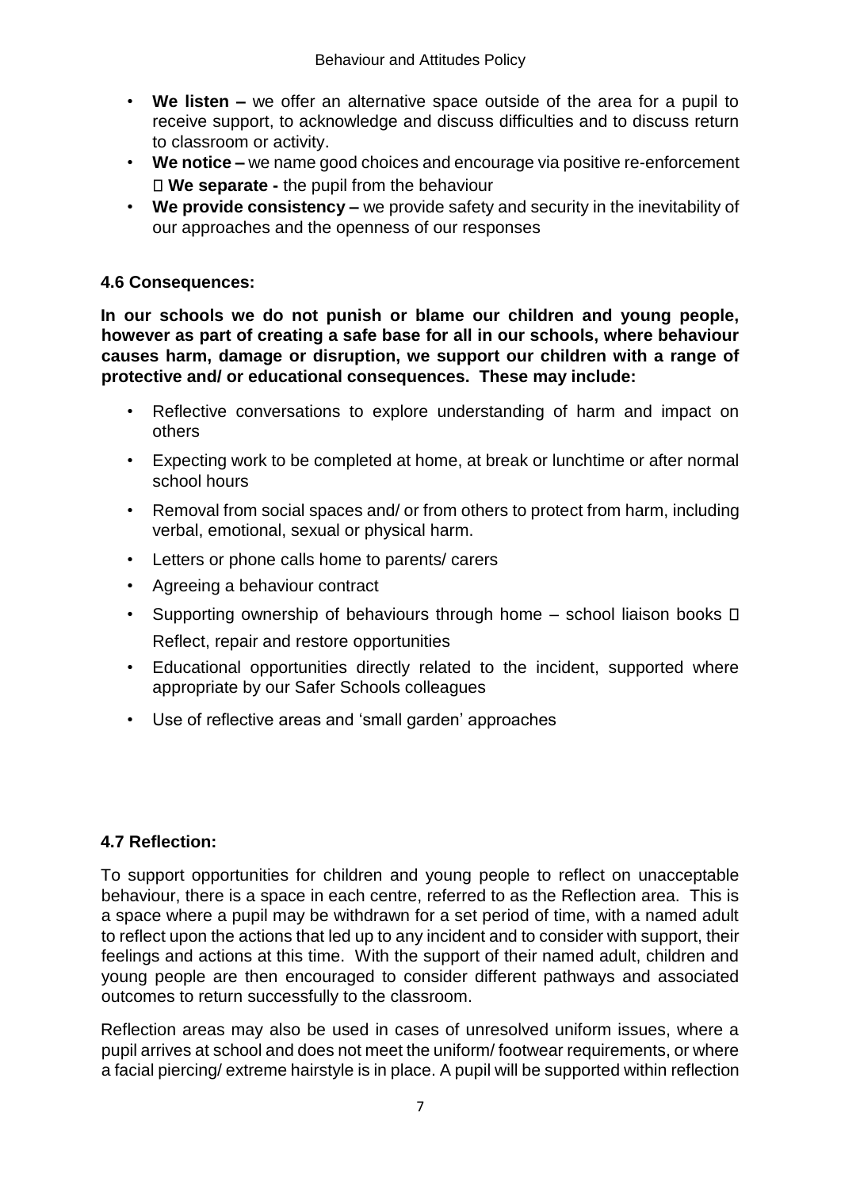- **We listen –** we offer an alternative space outside of the area for a pupil to receive support, to acknowledge and discuss difficulties and to discuss return to classroom or activity.
- **We notice –** we name good choices and encourage via positive re-enforcement
- **We separate -** the pupil from the behaviour
- **We provide consistency –** we provide safety and security in the inevitability of our approaches and the openness of our responses

### 4.6 Consequences:

**In our schools we do not punish or blame our children and young people, however as part of creating a safe base for all in our schools, where behaviour causes harm, damage or disruption, we support our children with a range of protective and/ or educational consequences. These may include:**

- Reflective conversations to explore understanding of harm and impact on others
- Expecting work to be completed at home, at break or lunchtime or after normal school hours
- Removal from social spaces and/ or from others to protect from harm, including verbal, emotional, sexual or physical harm.
- Letters or phone calls home to parents/ carers
- Agreeing a behaviour contract
- Supporting ownership of behaviours through home – school liaison books
- Reflect, repair and restore opportunities
- Educational opportunities directly related to the incident, supported where appropriate by our Safer Schools colleagues
- Use of reflective areas and 'small garden' approaches

### 4.7 Reflection:

To support opportunities for children and young people to reflect on unacceptable behaviour, there is a space in each centre, referred to as the Reflection area. This is a space where a pupil may be withdrawn for a set period of time, with a named adult to reflect upon the actions that led up to any incident and to consider with support, their feelings and actions at this time. With the support of their named adult, children and young people are then encouraged to consider different pathways and associated outcomes to return successfully to the classroom.

Reflection areas may also be used in cases of unresolved uniform issues, where a pupil arrives at school and does not meet the uniform/ footwear requirements, or where a facial piercing/ extreme hairstyle is in place. A pupil will be supported within reflection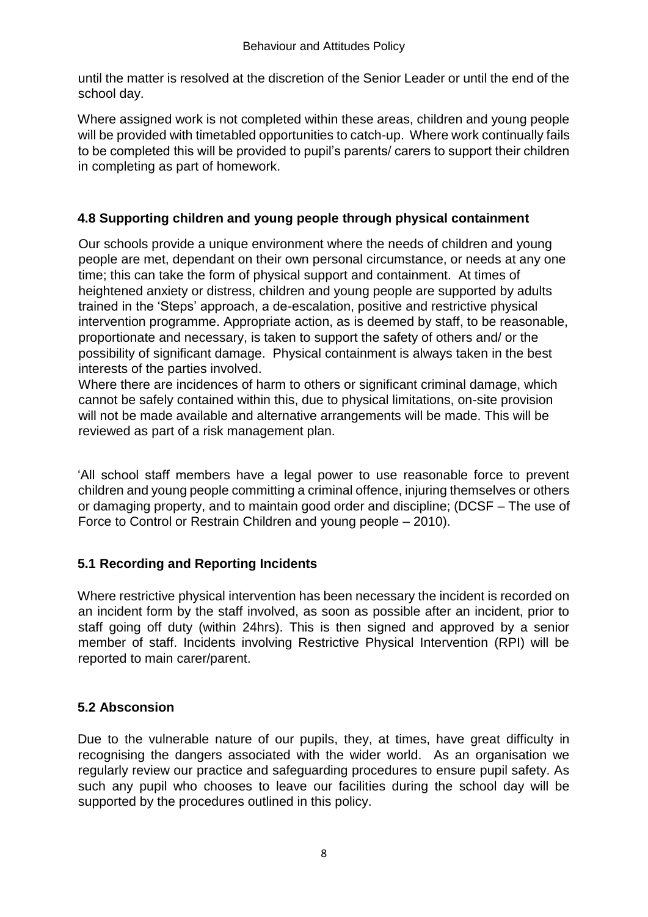until the matter is resolved at the discretion of the Senior Leader or until the end of the school day.

Where assigned work is not completed within these areas, children and young people will be provided with timetabled opportunities to catch-up. Where work continually fails to be completed this will be provided to pupil's parents/ carers to support their children in completing as part of homework.

### 4.8 Supporting children and young people through physical containment

Our schools provide a unique environment where the needs of children and young people are met, dependant on their own personal circumstance, or needs at any one time; this can take the form of physical support and containment. At times of heightened anxiety or distress, children and young people are supported by adults trained in the 'Steps' approach, a de-escalation, positive and restrictive physical intervention programme. Appropriate action, as is deemed by staff, to be reasonable, proportionate and necessary, is taken to support the safety of others and/ or the possibility of significant damage. Physical containment is always taken in the best interests of the parties involved.

Where there are incidences of harm to others or significant criminal damage, which cannot be safely contained within this, due to physical limitations, on-site provision will not be made available and alternative arrangements will be made. This will be reviewed as part of a risk management plan.

'All school staff members have a legal power to use reasonable force to prevent children and young people committing a criminal offence, injuring themselves or others or damaging property, and to maintain good order and discipline; (DCSF – The use of Force to Control or Restrain Children and young people – 2010).

### 5.1 Recording and Reporting Incidents

Where restrictive physical intervention has been necessary the incident is recorded on an incident form by the staff involved, as soon as possible after an incident, prior to staff going off duty (within 24hrs). This is then signed and approved by a senior member of staff. Incidents involving Restrictive Physical Intervention (RPI) will be reported to main carer/parent.

### 5.2 Absconsion

Due to the vulnerable nature of our pupils, they, at times, have great difficulty in recognising the dangers associated with the wider world. As an organisation we regularly review our practice and safeguarding procedures to ensure pupil safety. As such any pupil who chooses to leave our facilities during the school day will be supported by the procedures outlined in this policy.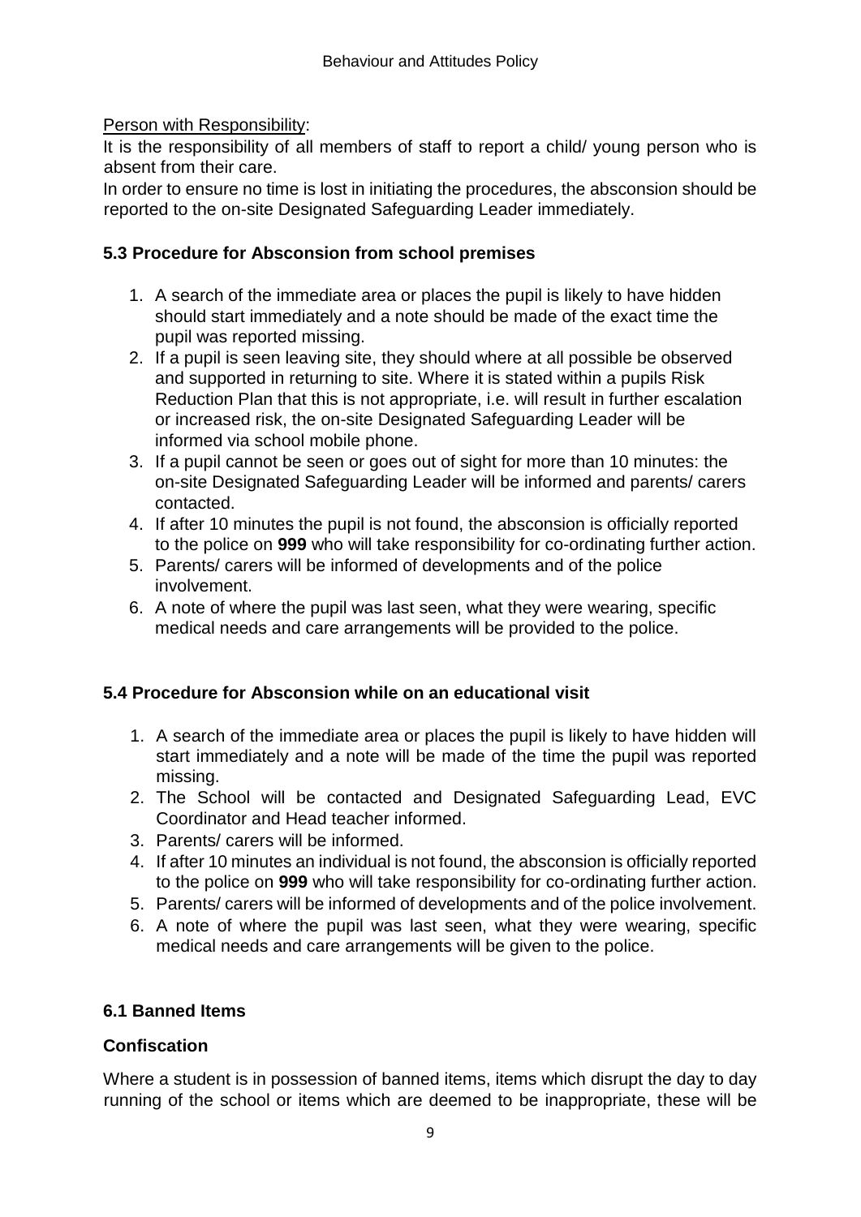Person with Responsibility:

It is the responsibility of all members of staff to report a child/ young person who is absent from their care.

In order to ensure no time is lost in initiating the procedures, the absconsion should be reported to the on-site Designated Safeguarding Leader immediately.

### 5.3 Procedure for Absconsion from school premises

1. A search of the immediate area or places the pupil is likely to have hidden should start immediately and a note should be made of the exact time the pupil was reported missing.
2. If a pupil is seen leaving site, they should where at all possible be observed and supported in returning to site. Where it is stated within a pupils Risk Reduction Plan that this is not appropriate, i.e. will result in further escalation or increased risk, the on-site Designated Safeguarding Leader will be informed via school mobile phone.
3. If a pupil cannot be seen or goes out of sight for more than 10 minutes: the on-site Designated Safeguarding Leader will be informed and parents/ carers contacted.
4. If after 10 minutes the pupil is not found, the absconsion is officially reported to the police on **999** who will take responsibility for co-ordinating further action.
5. Parents/ carers will be informed of developments and of the police involvement.
6. A note of where the pupil was last seen, what they were wearing, specific medical needs and care arrangements will be provided to the police.

### 5.4 Procedure for Absconsion while on an educational visit

1. A search of the immediate area or places the pupil is likely to have hidden will start immediately and a note will be made of the time the pupil was reported missing.
2. The School will be contacted and Designated Safeguarding Lead, EVC Coordinator and Head teacher informed.
3. Parents/ carers will be informed.
4. If after 10 minutes an individual is not found, the absconsion is officially reported to the police on **999** who will take responsibility for co-ordinating further action.
5. Parents/ carers will be informed of developments and of the police involvement.
6. A note of where the pupil was last seen, what they were wearing, specific medical needs and care arrangements will be given to the police.

### 6.1 Banned Items

### Confiscation

Where a student is in possession of banned items, items which disrupt the day to day running of the school or items which are deemed to be inappropriate, these will be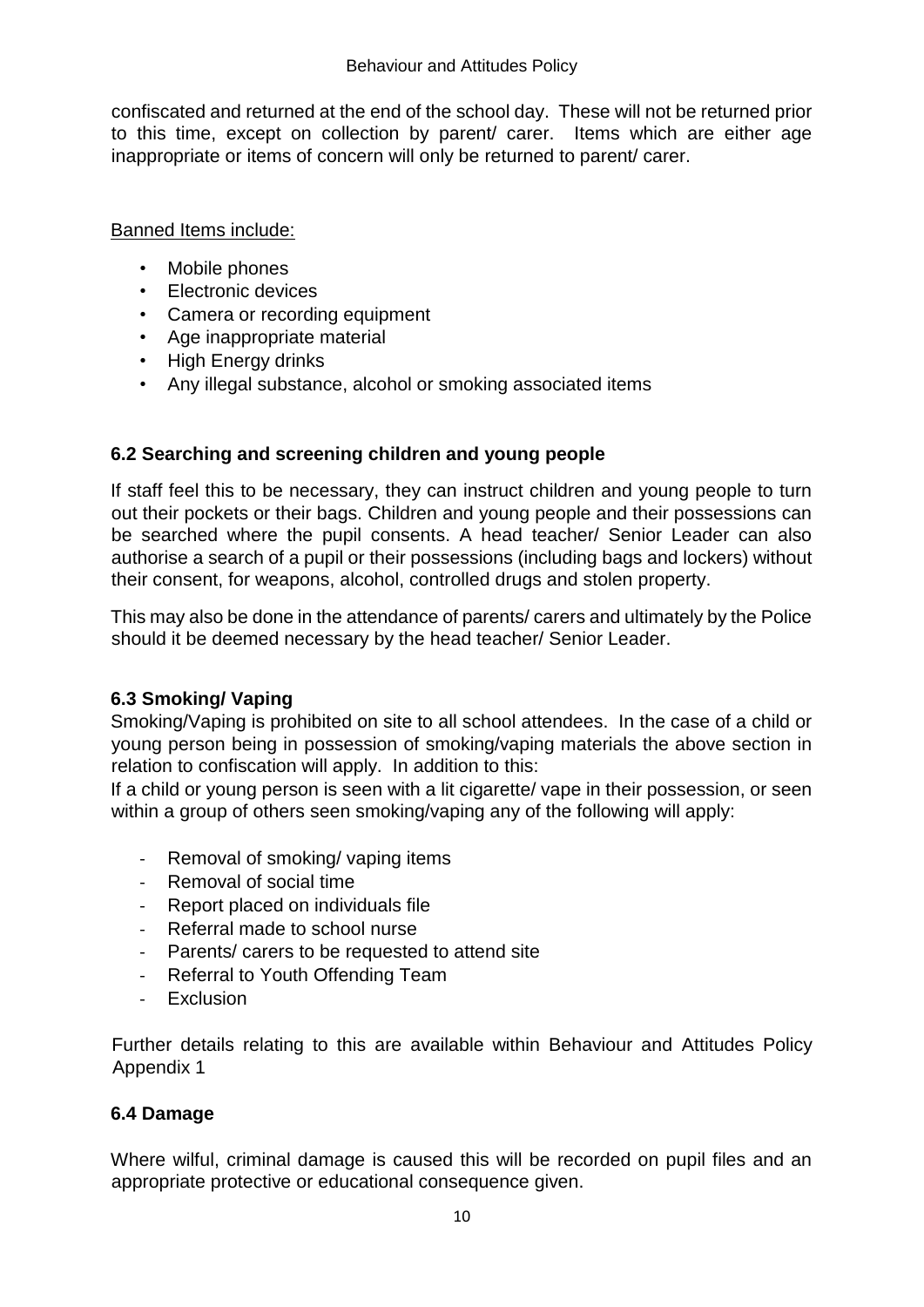confiscated and returned at the end of the school day. These will not be returned prior to this time, except on collection by parent/ carer. Items which are either age inappropriate or items of concern will only be returned to parent/ carer.

Banned Items include:

- Mobile phones
- Electronic devices
- Camera or recording equipment
- Age inappropriate material
- High Energy drinks
- Any illegal substance, alcohol or smoking associated items

### 6.2 Searching and screening children and young people

If staff feel this to be necessary, they can instruct children and young people to turn out their pockets or their bags. Children and young people and their possessions can be searched where the pupil consents. A head teacher/ Senior Leader can also authorise a search of a pupil or their possessions (including bags and lockers) without their consent, for weapons, alcohol, controlled drugs and stolen property.

This may also be done in the attendance of parents/ carers and ultimately by the Police should it be deemed necessary by the head teacher/ Senior Leader.

### 6.3 Smoking/ Vaping

Smoking/Vaping is prohibited on site to all school attendees. In the case of a child or young person being in possession of smoking/vaping materials the above section in relation to confiscation will apply. In addition to this:

If a child or young person is seen with a lit cigarette/ vape in their possession, or seen within a group of others seen smoking/vaping any of the following will apply:

- Removal of smoking/ vaping items
- Removal of social time
- Report placed on individuals file
- Referral made to school nurse
- Parents/ carers to be requested to attend site
- Referral to Youth Offending Team
- Exclusion

Further details relating to this are available within Behaviour and Attitudes Policy Appendix 1

### 6.4 Damage

Where wilful, criminal damage is caused this will be recorded on pupil files and an appropriate protective or educational consequence given.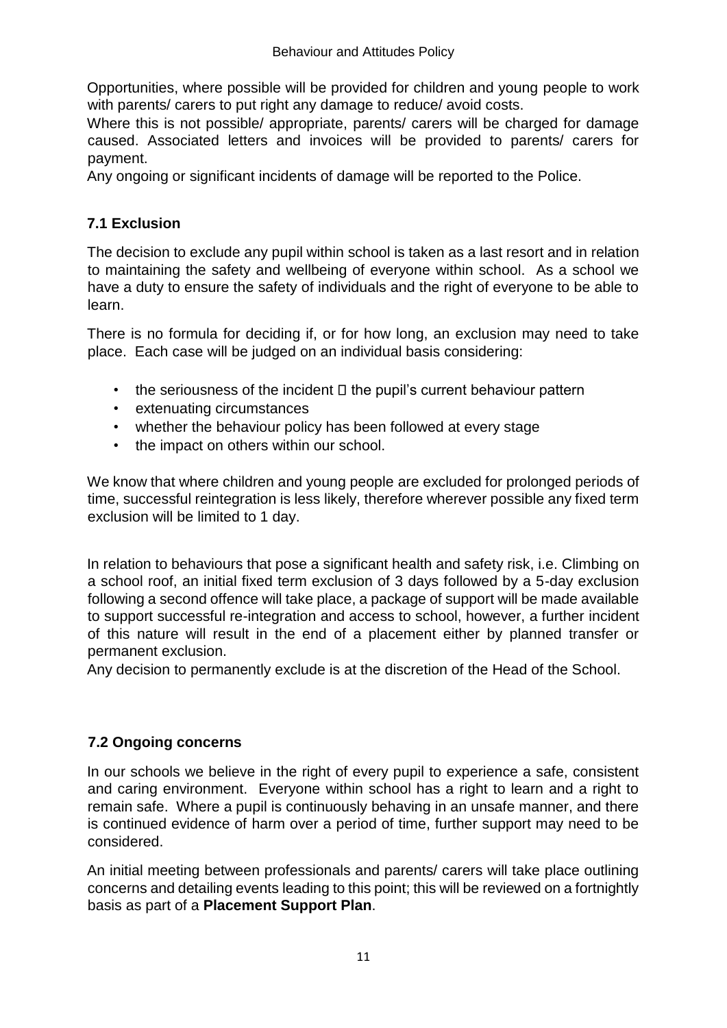Opportunities, where possible will be provided for children and young people to work with parents/ carers to put right any damage to reduce/ avoid costs.

Where this is not possible/ appropriate, parents/ carers will be charged for damage caused. Associated letters and invoices will be provided to parents/ carers for payment.

Any ongoing or significant incidents of damage will be reported to the Police.

### 7.1 Exclusion

The decision to exclude any pupil within school is taken as a last resort and in relation to maintaining the safety and wellbeing of everyone within school. As a school we have a duty to ensure the safety of individuals and the right of everyone to be able to learn.

There is no formula for deciding if, or for how long, an exclusion may need to take place. Each case will be judged on an individual basis considering:

- the seriousness of the incident  the pupil's current behaviour pattern
- extenuating circumstances
- whether the behaviour policy has been followed at every stage
- the impact on others within our school.

We know that where children and young people are excluded for prolonged periods of time, successful reintegration is less likely, therefore wherever possible any fixed term exclusion will be limited to 1 day.

In relation to behaviours that pose a significant health and safety risk, i.e. Climbing on a school roof, an initial fixed term exclusion of 3 days followed by a 5-day exclusion following a second offence will take place, a package of support will be made available to support successful re-integration and access to school, however, a further incident of this nature will result in the end of a placement either by planned transfer or permanent exclusion.

Any decision to permanently exclude is at the discretion of the Head of the School.

### 7.2 Ongoing concerns

In our schools we believe in the right of every pupil to experience a safe, consistent and caring environment. Everyone within school has a right to learn and a right to remain safe. Where a pupil is continuously behaving in an unsafe manner, and there is continued evidence of harm over a period of time, further support may need to be considered.

An initial meeting between professionals and parents/ carers will take place outlining concerns and detailing events leading to this point; this will be reviewed on a fortnightly basis as part of a **Placement Support Plan**.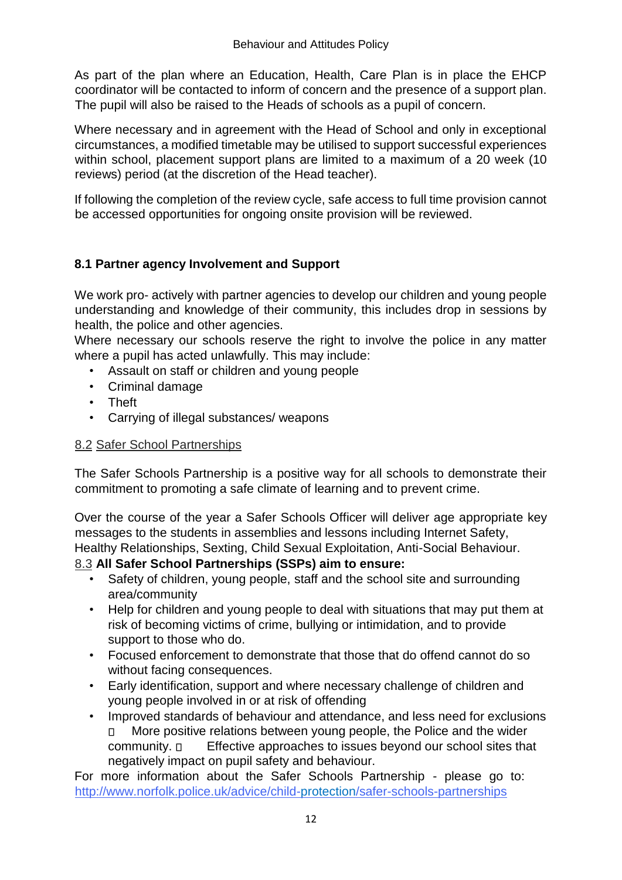As part of the plan where an Education, Health, Care Plan is in place the EHCP coordinator will be contacted to inform of concern and the presence of a support plan. The pupil will also be raised to the Heads of schools as a pupil of concern.

Where necessary and in agreement with the Head of School and only in exceptional circumstances, a modified timetable may be utilised to support successful experiences within school, placement support plans are limited to a maximum of a 20 week (10 reviews) period (at the discretion of the Head teacher).

If following the completion of the review cycle, safe access to full time provision cannot be accessed opportunities for ongoing onsite provision will be reviewed.

**8.1 Partner agency Involvement and Support**

We work pro- actively with partner agencies to develop our children and young people understanding and knowledge of their community, this includes drop in sessions by health, the police and other agencies.
Where necessary our schools reserve the right to involve the police in any matter where a pupil has acted unlawfully. This may include:

- Assault on staff or children and young people
- Criminal damage
- Theft
- Carrying of illegal substances/ weapons

8.2 Safer School Partnerships

The Safer Schools Partnership is a positive way for all schools to demonstrate their commitment to promoting a safe climate of learning and to prevent crime.

Over the course of the year a Safer Schools Officer will deliver age appropriate key messages to the students in assemblies and lessons including Internet Safety, Healthy Relationships, Sexting, Child Sexual Exploitation, Anti-Social Behaviour.
8.3 **All Safer School Partnerships (SSPs) aim to ensure:**

- Safety of children, young people, staff and the school site and surrounding area/community
- Help for children and young people to deal with situations that may put them at risk of becoming victims of crime, bullying or intimidation, and to provide support to those who do.
- Focused enforcement to demonstrate that those that do offend cannot do so without facing consequences.
- Early identification, support and where necessary challenge of children and young people involved in or at risk of offending
- Improved standards of behaviour and attendance, and less need for exclusions
- More positive relations between young people, the Police and the wider community.
- Effective approaches to issues beyond our school sites that negatively impact on pupil safety and behaviour.

For more information about the Safer Schools Partnership - please go to: http://www.norfolk.police.uk/advice/child-protection/safer-schools-partnerships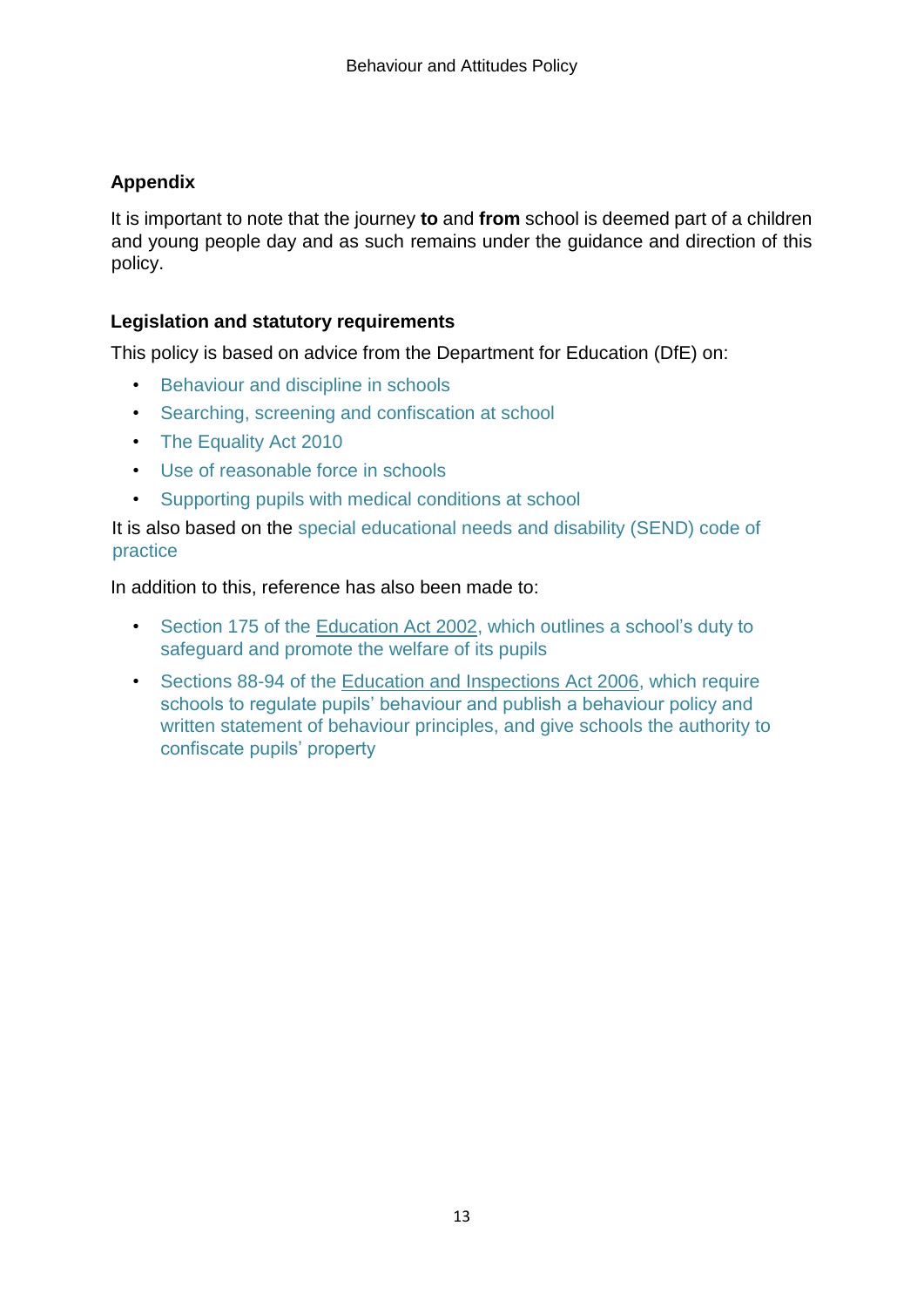## Appendix

It is important to note that the journey **to** and **from** school is deemed part of a children and young people day and as such remains under the guidance and direction of this policy.

### Legislation and statutory requirements

This policy is based on advice from the Department for Education (DfE) on:

- Behaviour and discipline in schools
- Searching, screening and confiscation at school
- The Equality Act 2010
- Use of reasonable force in schools
- Supporting pupils with medical conditions at school

It is also based on the special educational needs and disability (SEND) code of practice

In addition to this, reference has also been made to:

- Section 175 of the Education Act 2002, which outlines a school's duty to safeguard and promote the welfare of its pupils
- Sections 88-94 of the Education and Inspections Act 2006, which require schools to regulate pupils' behaviour and publish a behaviour policy and written statement of behaviour principles, and give schools the authority to confiscate pupils' property